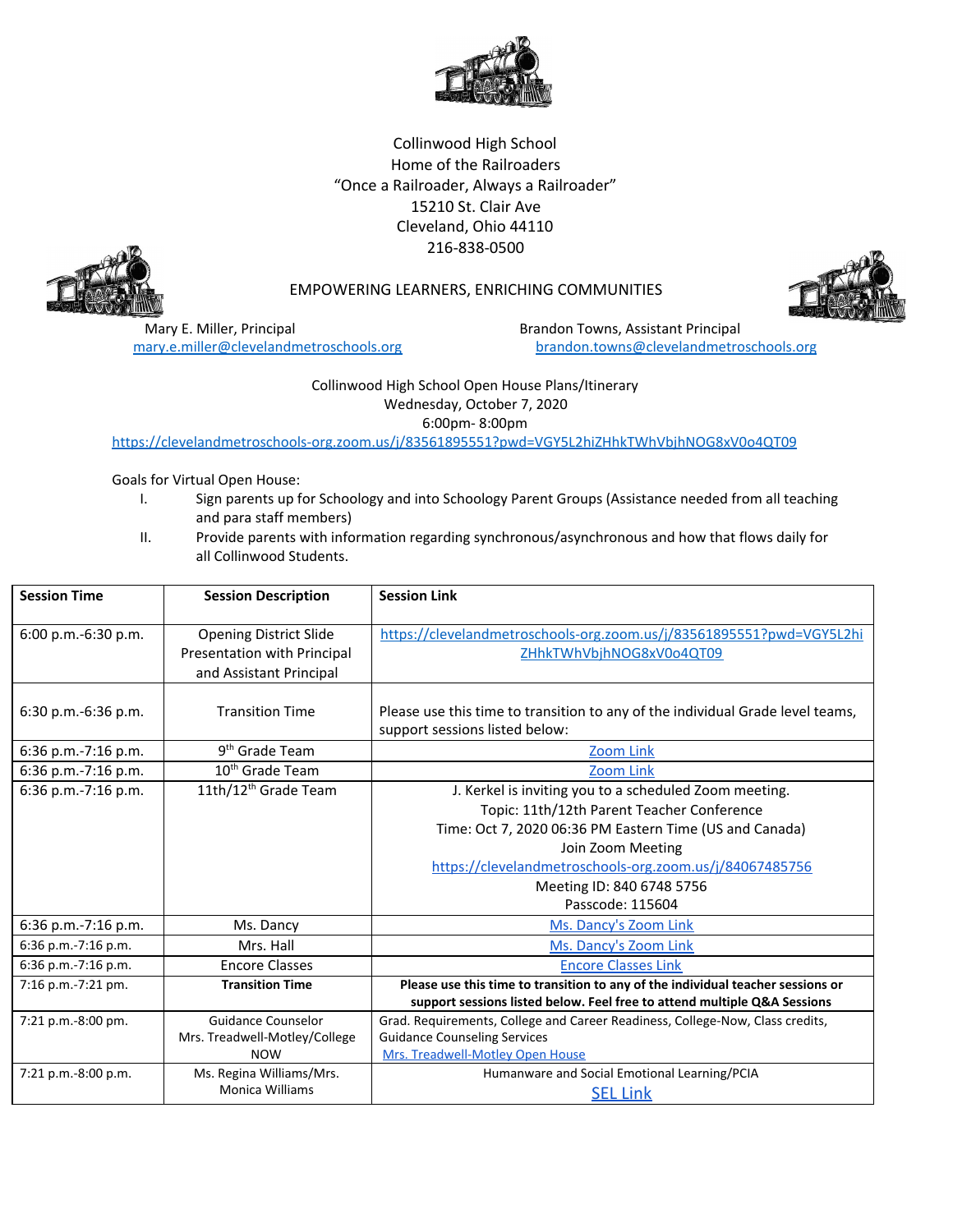Collinwood High School
Home of the Railroaders
"Once a Railroader, Always a Railroader"
15210 St. Clair Ave
Cleveland, Ohio 44110
216-838-0500

EMPOWERING LEARNERS, ENRICHING COMMUNITIES

Mary E. Miller, Principal
mary.e.miller@clevelandmetroschools.org

Brandon Towns, Assistant Principal
brandon.towns@clevelandmetroschools.org

Collinwood High School Open House Plans/Itinerary
Wednesday, October 7, 2020
6:00pm- 8:00pm
https://clevelandmetroschools-org.zoom.us/j/83561895551?pwd=VGY5L2hiZHhkTWhVbjhNOG8xV0o4QT09

Goals for Virtual Open House:

I. Sign parents up for Schoology and into Schoology Parent Groups (Assistance needed from all teaching and para staff members)
II. Provide parents with information regarding synchronous/asynchronous and how that flows daily for all Collinwood Students.

| Session Time | Session Description | Session Link |
|---|---|---|
| 6:00 p.m.-6:30 p.m. | Opening District Slide Presentation with Principal and Assistant Principal | https://clevelandmetroschools-org.zoom.us/j/83561895551?pwd=VGY5L2hiZHhkTWhVbjhNOG8xV0o4QT09 |
| 6:30 p.m.-6:36 p.m. | Transition Time | Please use this time to transition to any of the individual Grade level teams, support sessions listed below: |
| 6:36 p.m.-7:16 p.m. | 9th Grade Team | Zoom Link |
| 6:36 p.m.-7:16 p.m. | 10th Grade Team | Zoom Link |
| 6:36 p.m.-7:16 p.m. | 11th/12th Grade Team | J. Kerkel is inviting you to a scheduled Zoom meeting. Topic: 11th/12th Parent Teacher Conference Time: Oct 7, 2020 06:36 PM Eastern Time (US and Canada) Join Zoom Meeting https://clevelandmetroschools-org.zoom.us/j/84067485756 Meeting ID: 840 6748 5756 Passcode: 115604 |
| 6:36 p.m.-7:16 p.m. | Ms. Dancy | Ms. Dancy's Zoom Link |
| 6:36 p.m.-7:16 p.m. | Mrs. Hall | Ms. Dancy's Zoom Link |
| 6:36 p.m.-7:16 p.m. | Encore Classes | Encore Classes Link |
| 7:16 p.m.-7:21 pm. | **Transition Time** | **Please use this time to transition to any of the individual teacher sessions or support sessions listed below. Feel free to attend multiple Q&A Sessions** |
| 7:21 p.m.-8:00 pm. | Guidance Counselor Mrs. Treadwell-Motley/College NOW | Grad. Requirements, College and Career Readiness, College-Now, Class credits, Guidance Counseling Services Mrs. Treadwell-Motley Open House |
| 7:21 p.m.-8:00 p.m. | Ms. Regina Williams/Mrs. Monica Williams | Humanware and Social Emotional Learning/PCIA SEL Link |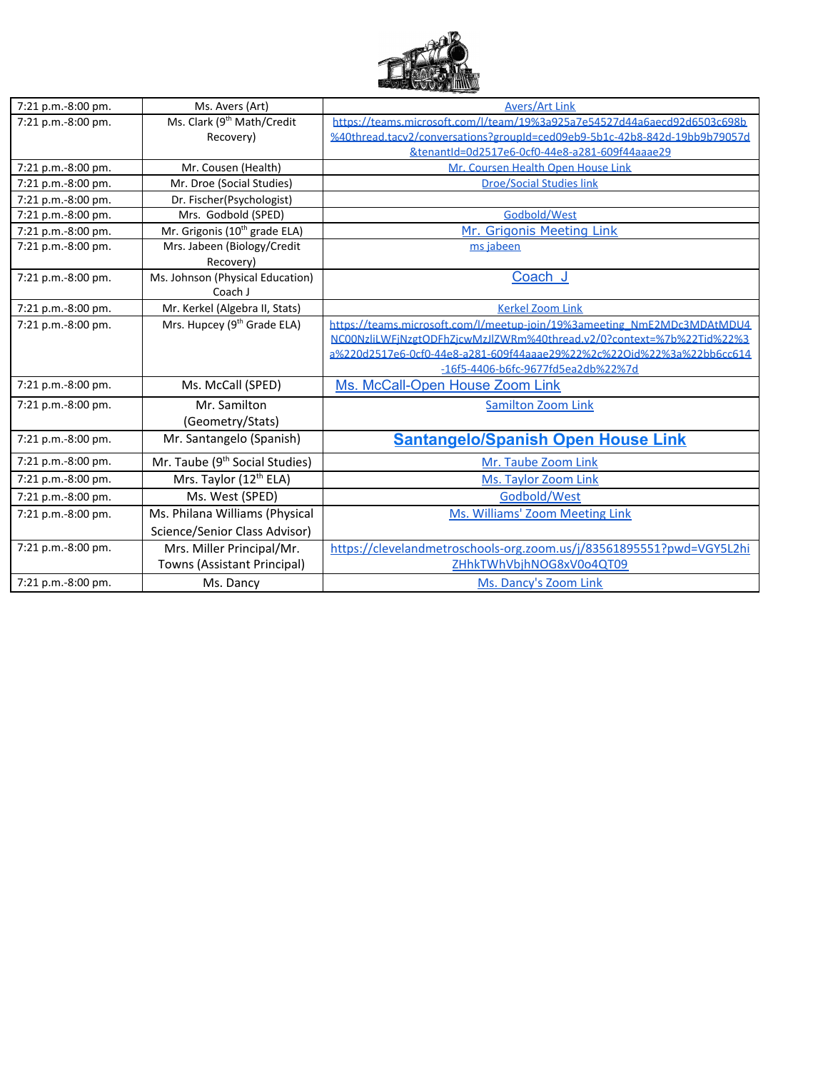| | | |
|---|---|---|
| 7:21 p.m.-8:00 pm. | Ms. Avers (Art) | Avers/Art Link |
| 7:21 p.m.-8:00 pm. | Ms. Clark (9th Math/Credit Recovery) | https://teams.microsoft.com/l/team/19%3a925a7e54527d44a6aecd92d6503c698b%40thread.tacv2/conversations?groupId=ced09eb9-5b1c-42b8-842d-19bb9b79057d&tenantId=0d2517e6-0cf0-44e8-a281-609f44aaae29 |
| 7:21 p.m.-8:00 pm. | Mr. Cousen (Health) | Mr. Coursen Health Open House Link |
| 7:21 p.m.-8:00 pm. | Mr. Droe (Social Studies) | Droe/Social Studies link |
| 7:21 p.m.-8:00 pm. | Dr. Fischer(Psychologist) | |
| 7:21 p.m.-8:00 pm. | Mrs. Godbold (SPED) | Godbold/West |
| 7:21 p.m.-8:00 pm. | Mr. Grigonis (10th grade ELA) | Mr. Grigonis Meeting Link |
| 7:21 p.m.-8:00 pm. | Mrs. Jabeen (Biology/Credit Recovery) | ms jabeen |
| 7:21 p.m.-8:00 pm. | Ms. Johnson (Physical Education) Coach J | Coach J |
| 7:21 p.m.-8:00 pm. | Mr. Kerkel (Algebra II, Stats) | Kerkel Zoom Link |
| 7:21 p.m.-8:00 pm. | Mrs. Hupcey (9th Grade ELA) | https://teams.microsoft.com/l/meetup-join/19%3ameeting_NmE2MDc3MDAtMDU4NC00NzliLWFjNzgtODFhZjcwMzJlZWRm%40thread.v2/0?context=%7b%22Tid%22%3a%220d2517e6-0cf0-44e8-a281-609f44aaae29%22%2c%22Oid%22%3a%22bb6cc614-16f5-4406-b6fc-9677fd5ea2db%22%7d |
| 7:21 p.m.-8:00 pm. | Ms. McCall (SPED) | Ms. McCall-Open House Zoom Link |
| 7:21 p.m.-8:00 pm. | Mr. Samilton (Geometry/Stats) | Samilton Zoom Link |
| 7:21 p.m.-8:00 pm. | Mr. Santangelo (Spanish) | **Santangelo/Spanish Open House Link** |
| 7:21 p.m.-8:00 pm. | Mr. Taube (9th Social Studies) | Mr. Taube Zoom Link |
| 7:21 p.m.-8:00 pm. | Mrs. Taylor (12th ELA) | Ms. Taylor Zoom Link |
| 7:21 p.m.-8:00 pm. | Ms. West (SPED) | Godbold/West |
| 7:21 p.m.-8:00 pm. | Ms. Philana Williams (Physical Science/Senior Class Advisor) | Ms. Williams' Zoom Meeting Link |
| 7:21 p.m.-8:00 pm. | Mrs. Miller Principal/Mr. Towns (Assistant Principal) | https://clevelandmetroschools-org.zoom.us/j/83561895551?pwd=VGY5L2hiZHhkTWhVbjhNOG8xV0o4QT09 |
| 7:21 p.m.-8:00 pm. | Ms. Dancy | Ms. Dancy's Zoom Link |